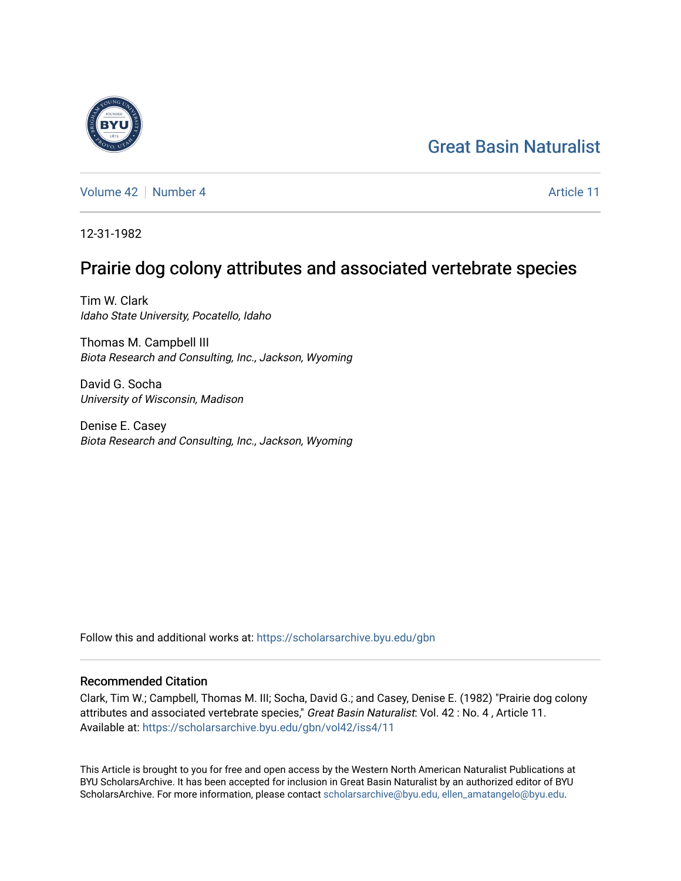Great Basin Naturalist

Volume 42 | Number 4 | Article 11

12-31-1982

# Prairie dog colony attributes and associated vertebrate species

Tim W. Clark
*Idaho State University, Pocatello, Idaho*

Thomas M. Campbell III
*Biota Research and Consulting, Inc., Jackson, Wyoming*

David G. Socha
*University of Wisconsin, Madison*

Denise E. Casey
*Biota Research and Consulting, Inc., Jackson, Wyoming*

Follow this and additional works at: https://scholarsarchive.byu.edu/gbn

## Recommended Citation

Clark, Tim W.; Campbell, Thomas M. III; Socha, David G.; and Casey, Denise E. (1982) "Prairie dog colony attributes and associated vertebrate species," *Great Basin Naturalist*: Vol. 42 : No. 4 , Article 11.
Available at: https://scholarsarchive.byu.edu/gbn/vol42/iss4/11

This Article is brought to you for free and open access by the Western North American Naturalist Publications at BYU ScholarsArchive. It has been accepted for inclusion in Great Basin Naturalist by an authorized editor of BYU ScholarsArchive. For more information, please contact scholarsarchive@byu.edu, ellen_amatangelo@byu.edu.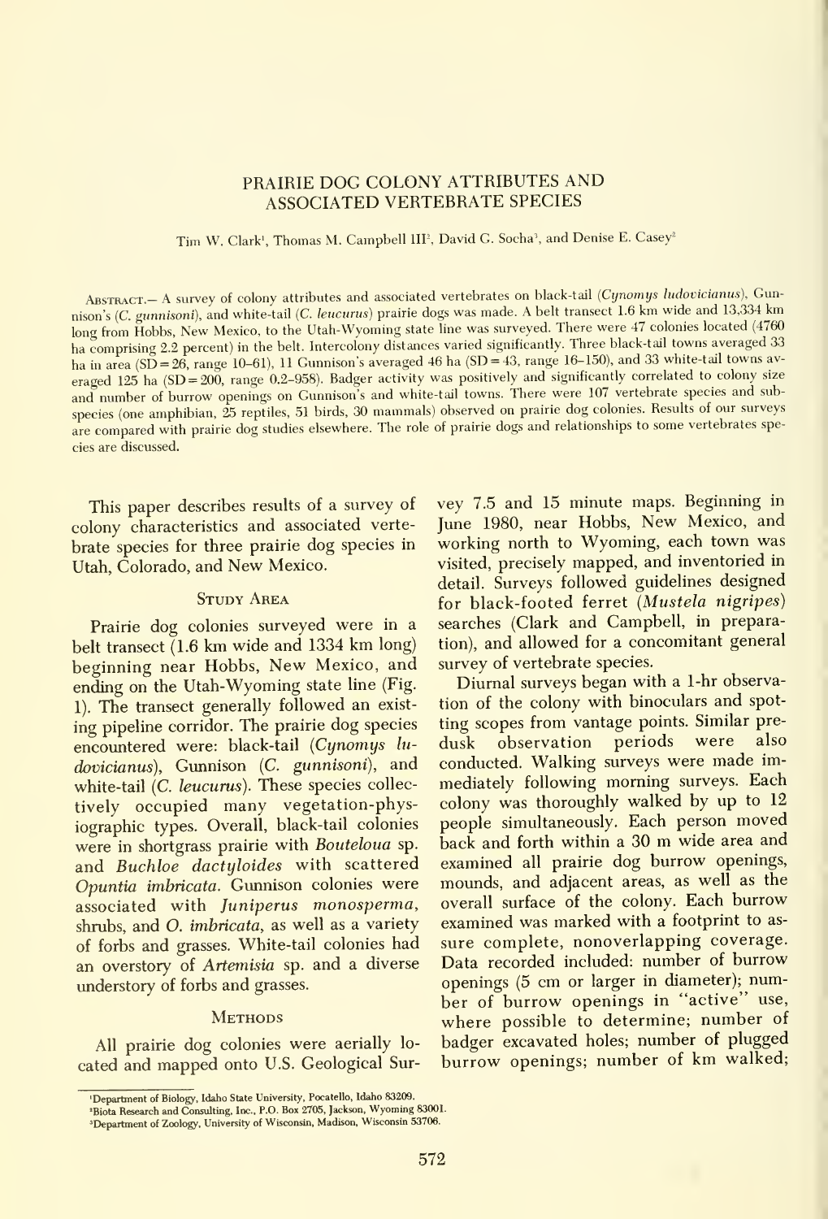# PRAIRIE DOG COLONY ATTRIBUTES AND ASSOCIATED VERTEBRATE SPECIES

Tim W. Clark[1], Thomas M. Campbell III[2], David G. Socha[3], and Denise E. Casey[2]

ABSTRACT.— A survey of colony attributes and associated vertebrates on black-tail (*Cynomys ludovicianus*), Gunnison's (*C. gunnisoni*), and white-tail (*C. leucurus*) prairie dogs was made. A belt transect 1.6 km wide and 13,334 km long from Hobbs, New Mexico, to the Utah-Wyoming state line was surveyed. There were 47 colonies located (4760 ha comprising 2.2 percent) in the belt. Intercolony distances varied significantly. Three black-tail towns averaged 33 ha in area (SD = 26, range 10–61), 11 Gunnison's averaged 46 ha (SD = 43, range 16–150), and 33 white-tail towns averaged 125 ha (SD = 200, range 0.2–958). Badger activity was positively and significantly correlated to colony size and number of burrow openings on Gunnison's and white-tail towns. There were 107 vertebrate species and subspecies (one amphibian, 25 reptiles, 51 birds, 30 mammals) observed on prairie dog colonies. Results of our surveys are compared with prairie dog studies elsewhere. The role of prairie dogs and relationships to some vertebrates species are discussed.

This paper describes results of a survey of colony characteristics and associated vertebrate species for three prairie dog species in Utah, Colorado, and New Mexico.

## Study Area

Prairie dog colonies surveyed were in a belt transect (1.6 km wide and 1334 km long) beginning near Hobbs, New Mexico, and ending on the Utah-Wyoming state line (Fig. 1). The transect generally followed an existing pipeline corridor. The prairie dog species encountered were: black-tail (*Cynomys ludovicianus*), Gunnison (*C. gunnisoni*), and white-tail (*C. leucurus*). These species collectively occupied many vegetation-physiographic types. Overall, black-tail colonies were in shortgrass prairie with *Bouteloua* sp. and *Buchloe dactyloides* with scattered *Opuntia imbricata*. Gunnison colonies were associated with *Juniperus monosperma*, shrubs, and *O. imbricata*, as well as a variety of forbs and grasses. White-tail colonies had an overstory of *Artemisia* sp. and a diverse understory of forbs and grasses.

## Methods

All prairie dog colonies were aerially located and mapped onto U.S. Geological Survey 7.5 and 15 minute maps. Beginning in June 1980, near Hobbs, New Mexico, and working north to Wyoming, each town was visited, precisely mapped, and inventoried in detail. Surveys followed guidelines designed for black-footed ferret (*Mustela nigripes*) searches (Clark and Campbell, in preparation), and allowed for a concomitant general survey of vertebrate species.

Diurnal surveys began with a 1-hr observation of the colony with binoculars and spotting scopes from vantage points. Similar predusk observation periods were also conducted. Walking surveys were made immediately following morning surveys. Each colony was thoroughly walked by up to 12 people simultaneously. Each person moved back and forth within a 30 m wide area and examined all prairie dog burrow openings, mounds, and adjacent areas, as well as the overall surface of the colony. Each burrow examined was marked with a footprint to assure complete, nonoverlapping coverage. Data recorded included: number of burrow openings (5 cm or larger in diameter); number of burrow openings in "active" use, where possible to determine; number of badger excavated holes; number of plugged burrow openings; number of km walked;

[1]Department of Biology, Idaho State University, Pocatello, Idaho 83209.
[2]Biota Research and Consulting, Inc., P.O. Box 2705, Jackson, Wyoming 83001.
[3]Department of Zoology, University of Wisconsin, Madison, Wisconsin 53706.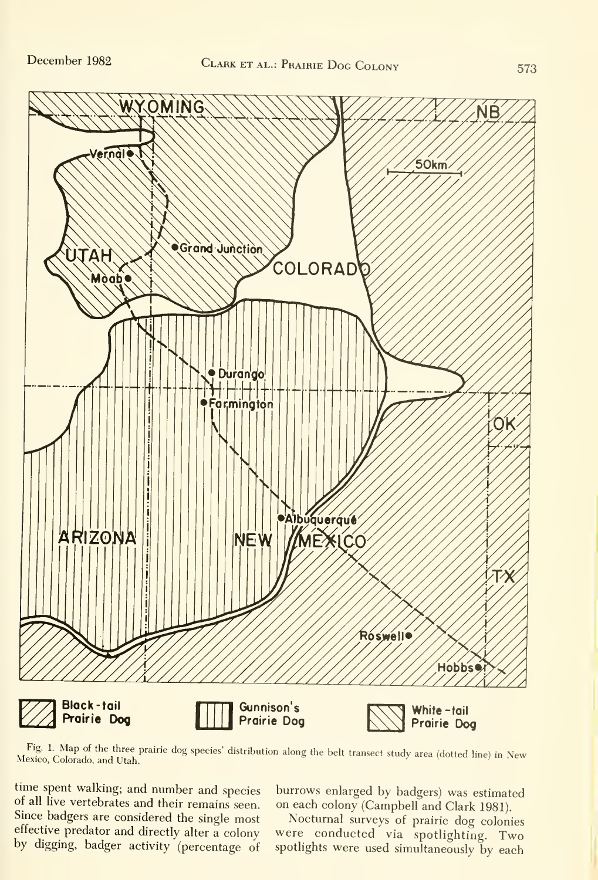Fig. 1. Map of the three prairie dog species' distribution along the belt transect study area (dotted line) in New Mexico, Colorado, and Utah.

time spent walking; and number and species of all live vertebrates and their remains seen. Since badgers are considered the single most effective predator and directly alter a colony by digging, badger activity (percentage of burrows enlarged by badgers) was estimated on each colony (Campbell and Clark 1981).

Nocturnal surveys of prairie dog colonies were conducted via spotlighting. Two spotlights were used simultaneously by each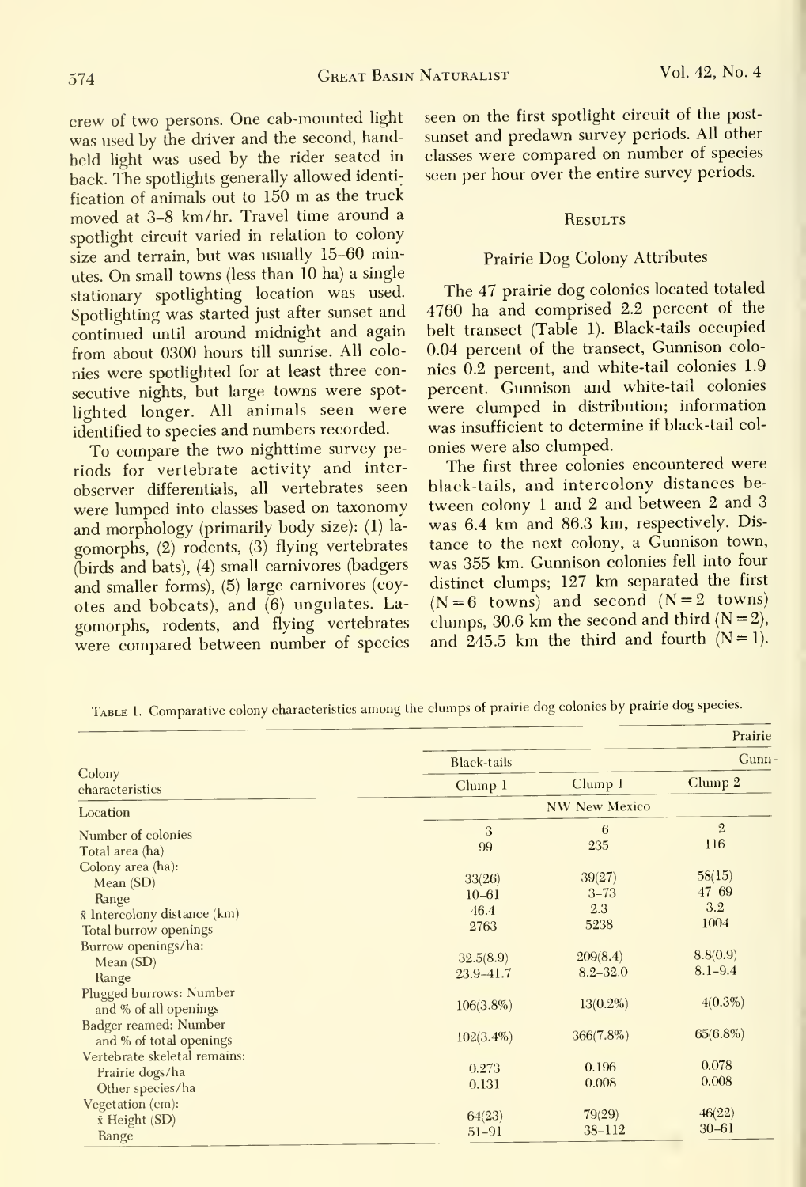crew of two persons. One cab-mounted light was used by the driver and the second, handheld light was used by the rider seated in back. The spotlights generally allowed identification of animals out to 150 m as the truck moved at 3–8 km/hr. Travel time around a spotlight circuit varied in relation to colony size and terrain, but was usually 15–60 minutes. On small towns (less than 10 ha) a single stationary spotlighting location was used. Spotlighting was started just after sunset and continued until around midnight and again from about 0300 hours till sunrise. All colonies were spotlighted for at least three consecutive nights, but large towns were spotlighted longer. All animals seen were identified to species and numbers recorded.

To compare the two nighttime survey periods for vertebrate activity and interobserver differentials, all vertebrates seen were lumped into classes based on taxonomy and morphology (primarily body size): (1) lagomorphs, (2) rodents, (3) flying vertebrates (birds and bats), (4) small carnivores (badgers and smaller forms), (5) large carnivores (coyotes and bobcats), and (6) ungulates. Lagomorphs, rodents, and flying vertebrates were compared between number of species seen on the first spotlight circuit of the postsunset and predawn survey periods. All other classes were compared on number of species seen per hour over the entire survey periods.

## Results

### Prairie Dog Colony Attributes

The 47 prairie dog colonies located totaled 4760 ha and comprised 2.2 percent of the belt transect (Table 1). Black-tails occupied 0.04 percent of the transect, Gunnison colonies 0.2 percent, and white-tail colonies 1.9 percent. Gunnison and white-tail colonies were clumped in distribution; information was insufficient to determine if black-tail colonies were also clumped.

The first three colonies encountered were black-tails, and intercolony distances between colony 1 and 2 and between 2 and 3 was 6.4 km and 86.3 km, respectively. Distance to the next colony, a Gunnison town, was 355 km. Gunnison colonies fell into four distinct clumps; 127 km separated the first (N = 6 towns) and second (N = 2 towns) clumps, 30.6 km the second and third (N = 2), and 245.5 km the third and fourth (N = 1).

Table 1. Comparative colony characteristics among the clumps of prairie dog colonies by prairie dog species.

| | | | Prairie |
|---|---|---|---|
| | Black-tails | | Gunn- |
| Colony characteristics | Clump 1 | Clump 1 | Clump 2 |
| Location | | NW New Mexico | |
| Number of colonies | 3 | 6 | 2 |
| Total area (ha) | 99 | 235 | 116 |
| Colony area (ha): | | | |
| Mean (SD) | 33(26) | 39(27) | 58(15) |
| Range | 10–61 | 3–73 | 47–69 |
| $\bar{x}$ Intercolony distance (km) | 46.4 | 2.3 | 3.2 |
| Total burrow openings | 2763 | 5238 | 1004 |
| Burrow openings/ha: | | | |
| Mean (SD) | 32.5(8.9) | 209(8.4) | 8.8(0.9) |
| Range | 23.9–41.7 | 8.2–32.0 | 8.1–9.4 |
| Plugged burrows: Number and % of all openings | 106(3.8%) | 13(0.2%) | 4(0.3%) |
| Badger reamed: Number and % of total openings | 102(3.4%) | 366(7.8%) | 65(6.8%) |
| Vertebrate skeletal remains: | | | |
| Prairie dogs/ha | 0.273 | 0.196 | 0.078 |
| Other species/ha | 0.131 | 0.008 | 0.008 |
| Vegetation (cm): | | | |
| $\bar{x}$ Height (SD) | 64(23) | 79(29) | 46(22) |
| Range | 51–91 | 38–112 | 30–61 |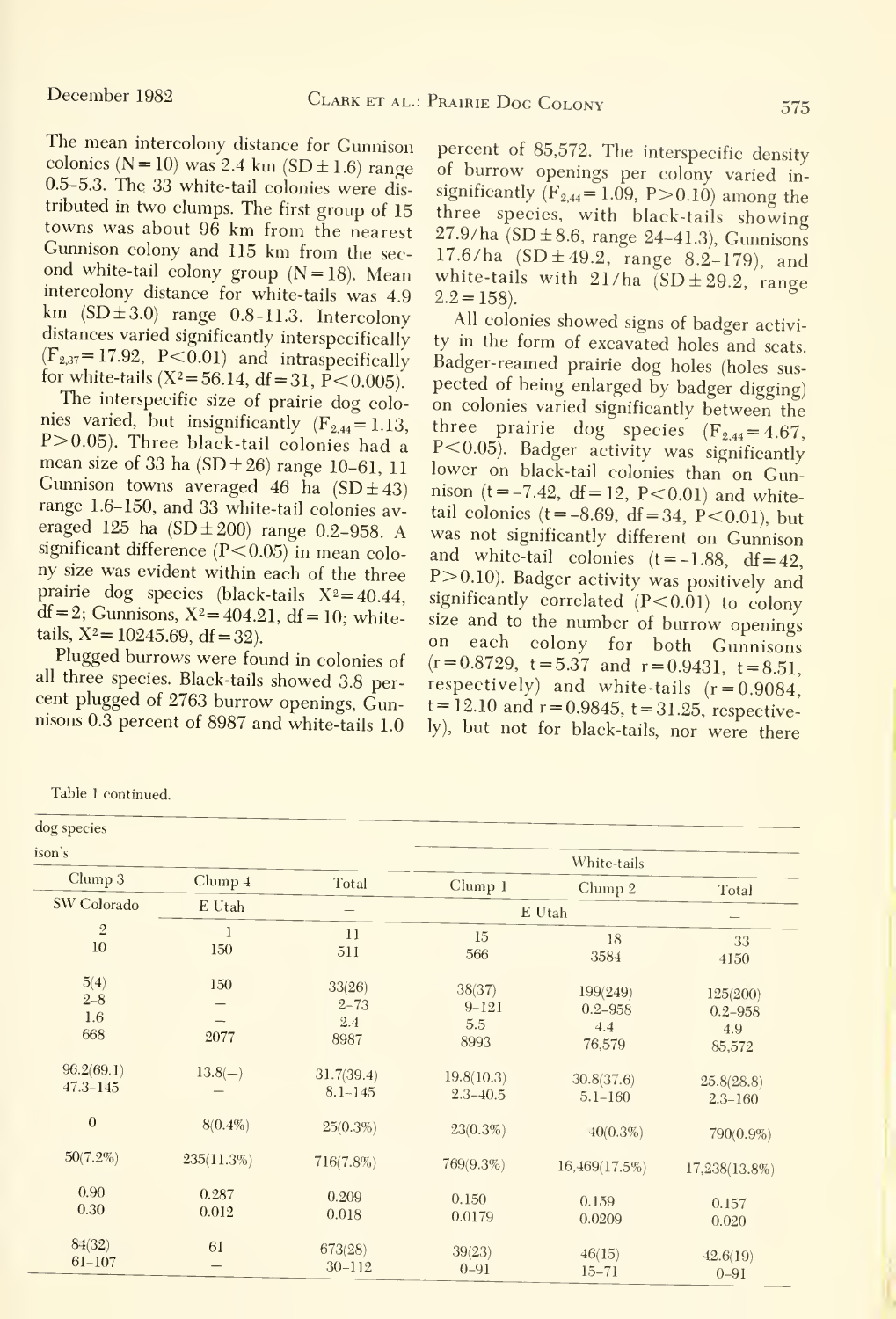The mean intercolony distance for Gunnison colonies (N = 10) was 2.4 km (SD ± 1.6) range 0.5–5.3. The 33 white-tail colonies were distributed in two clumps. The first group of 15 towns was about 96 km from the nearest Gunnison colony and 115 km from the second white-tail colony group (N = 18). Mean intercolony distance for white-tails was 4.9 km (SD ± 3.0) range 0.8–11.3. Intercolony distances varied significantly interspecifically ($F_{2,37} = 17.92$, $P < 0.01$) and intraspecifically for white-tails ($X^2 = 56.14$, df = 31, $P < 0.005$).

The interspecific size of prairie dog colonies varied, but insignificantly ($F_{2,44} = 1.13$, $P > 0.05$). Three black-tail colonies had a mean size of 33 ha (SD ± 26) range 10–61, 11 Gunnison towns averaged 46 ha (SD ± 43) range 1.6–150, and 33 white-tail colonies averaged 125 ha (SD ± 200) range 0.2–958. A significant difference ($P < 0.05$) in mean colony size was evident within each of the three prairie dog species (black-tails $X^2 = 40.44$, df = 2; Gunnisons, $X^2 = 404.21$, df = 10; white-tails, $X^2 = 10245.69$, df = 32).

Plugged burrows were found in colonies of all three species. Black-tails showed 3.8 percent plugged of 2763 burrow openings, Gunnisons 0.3 percent of 8987 and white-tails 1.0 percent of 85,572. The interspecific density of burrow openings per colony varied insignificantly ($F_{2,44} = 1.09$, $P > 0.10$) among the three species, with black-tails showing 27.9/ha (SD ± 8.6, range 24–41.3), Gunnisons 17.6/ha (SD ± 49.2, range 8.2–179), and white-tails with 21/ha (SD ± 29.2, range 2.2 = 158).

All colonies showed signs of badger activity in the form of excavated holes and scats. Badger-reamed prairie dog holes (holes suspected of being enlarged by badger digging) on colonies varied significantly between the three prairie dog species ($F_{2,44} = 4.67$, $P < 0.05$). Badger activity was significantly lower on black-tail colonies than on Gunnison ($t = -7.42$, df = 12, $P < 0.01$) and white-tail colonies ($t = -8.69$, df = 34, $P < 0.01$), but was not significantly different on Gunnison and white-tail colonies ($t = -1.88$, df = 42, $P > 0.10$). Badger activity was positively and significantly correlated ($P < 0.01$) to colony size and to the number of burrow openings on each colony for both Gunnisons ($r = 0.8729$, $t = 5.37$ and $r = 0.9431$, $t = 8.51$, respectively) and white-tails ($r = 0.9084$, $t = 12.10$ and $r = 0.9845$, $t = 31.25$, respectively), but not for black-tails, nor were there

Table 1 continued.

| dog species | | | | | |
|---|---|---|---|---|---|
| ison's | | | White-tails | | |
| Clump 3 | Clump 4 | Total | Clump 1 | Clump 2 | Total |
| SW Colorado | E Utah | — | E Utah | | — |
| 2<br>10 | 1<br>150 | 11<br>511 | 15<br>566 | 18<br>3584 | 33<br>4150 |
| 5(4)<br>2–8<br>1.6<br>668 | 150<br>—<br>—<br>2077 | 33(26)<br>2–73<br>2.4<br>8987 | 38(37)<br>9–121<br>5.5<br>8993 | 199(249)<br>0.2–958<br>4.4<br>76,579 | 125(200)<br>0.2–958<br>4.9<br>85,572 |
| 96.2(69.1)<br>47.3–145 | 13.8(—)<br>— | 31.7(39.4)<br>8.1–145 | 19.8(10.3)<br>2.3–40.5 | 30.8(37.6)<br>5.1–160 | 25.8(28.8)<br>2.3–160 |
| 0 | 8(0.4%) | 25(0.3%) | 23(0.3%) | 40(0.3%) | 790(0.9%) |
| 50(7.2%) | 235(11.3%) | 716(7.8%) | 769(9.3%) | 16,469(17.5%) | 17,238(13.8%) |
| 0.90<br>0.30 | 0.287<br>0.012 | 0.209<br>0.018 | 0.150<br>0.0179 | 0.159<br>0.0209 | 0.157<br>0.020 |
| 84(32)<br>61–107 | 61<br>— | 673(28)<br>30–112 | 39(23)<br>0–91 | 46(15)<br>15–71 | 42.6(19)<br>0–91 |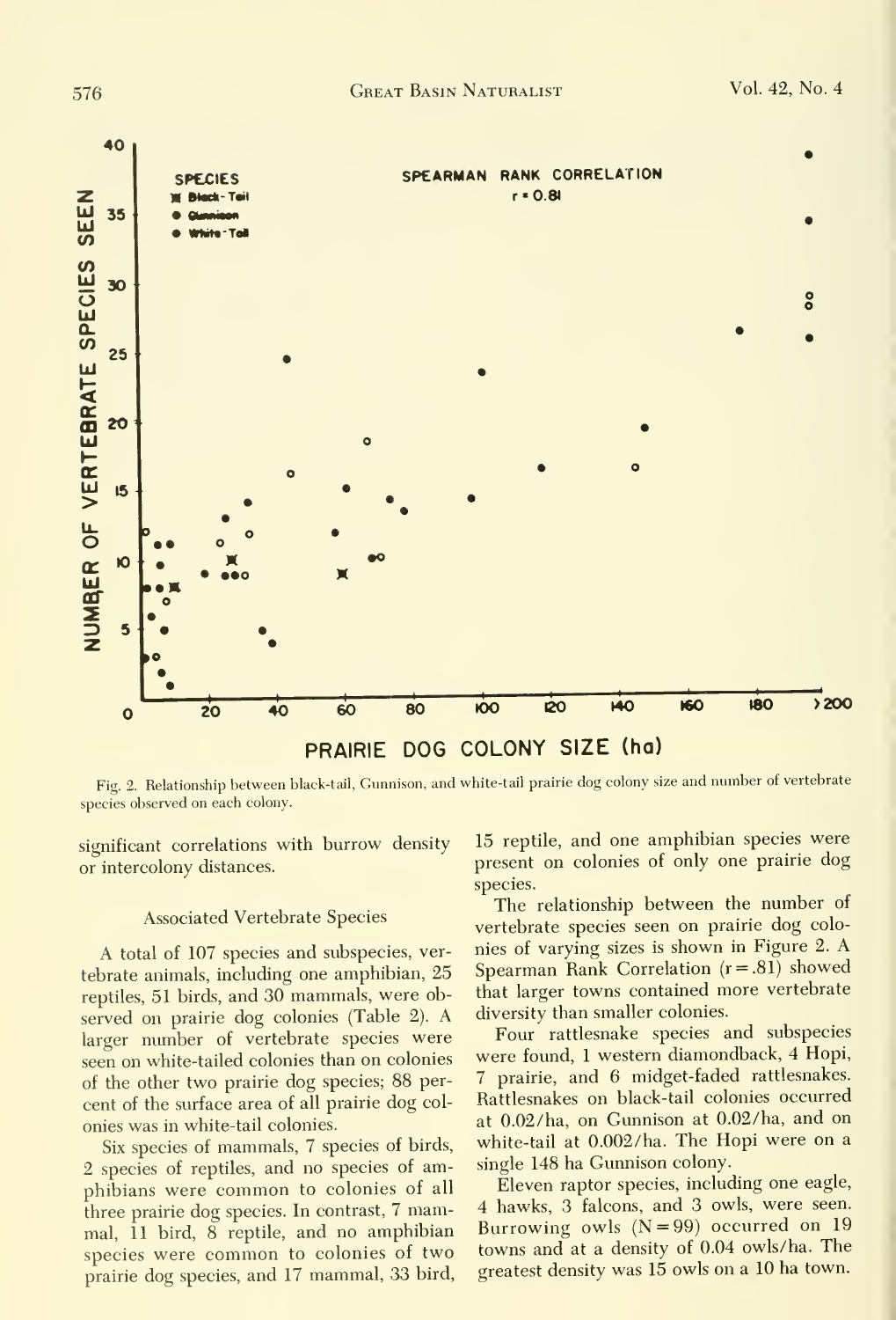Fig. 2. Relationship between black-tail, Gunnison, and white-tail prairie dog colony size and number of vertebrate species observed on each colony.

significant correlations with burrow density or intercolony distances.

### Associated Vertebrate Species

A total of 107 species and subspecies, vertebrate animals, including one amphibian, 25 reptiles, 51 birds, and 30 mammals, were observed on prairie dog colonies (Table 2). A larger number of vertebrate species were seen on white-tailed colonies than on colonies of the other two prairie dog species; 88 percent of the surface area of all prairie dog colonies was in white-tail colonies.

Six species of mammals, 7 species of birds, 2 species of reptiles, and no species of amphibians were common to colonies of all three prairie dog species. In contrast, 7 mammal, 11 bird, 8 reptile, and no amphibian species were common to colonies of two prairie dog species, and 17 mammal, 33 bird, 15 reptile, and one amphibian species were present on colonies of only one prairie dog species.

The relationship between the number of vertebrate species seen on prairie dog colonies of varying sizes is shown in Figure 2. A Spearman Rank Correlation ($r = .81$) showed that larger towns contained more vertebrate diversity than smaller colonies.

Four rattlesnake species and subspecies were found, 1 western diamondback, 4 Hopi, 7 prairie, and 6 midget-faded rattlesnakes. Rattlesnakes on black-tail colonies occurred at 0.02/ha, on Gunnison at 0.02/ha, and on white-tail at 0.002/ha. The Hopi were on a single 148 ha Gunnison colony.

Eleven raptor species, including one eagle, 4 hawks, 3 falcons, and 3 owls, were seen. Burrowing owls ($N = 99$) occurred on 19 towns and at a density of 0.04 owls/ha. The greatest density was 15 owls on a 10 ha town.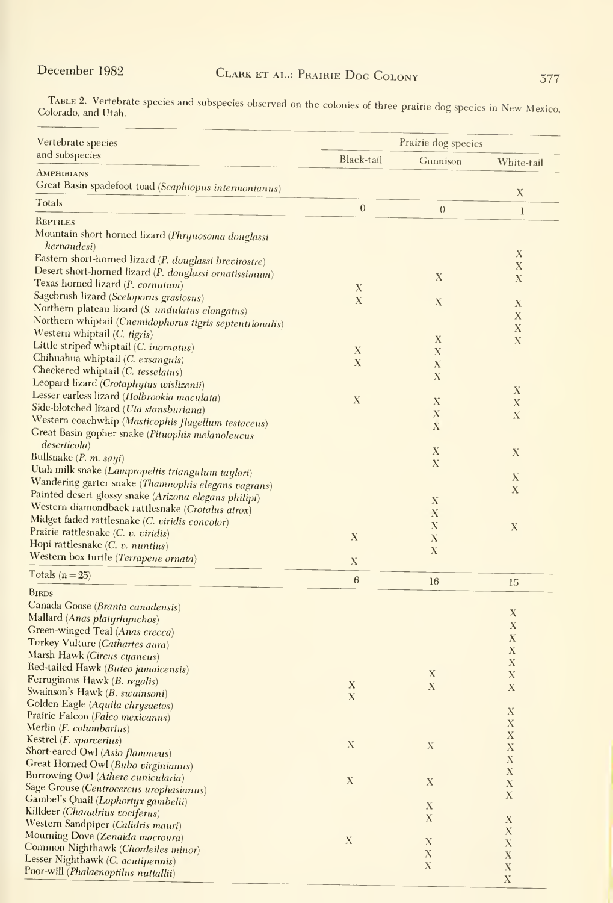TABLE 2. Vertebrate species and subspecies observed on the colonies of three prairie dog species in New Mexico, Colorado, and Utah.

| Vertebrate species and subspecies | Prairie dog species | | |
|---|---|---|---|
| | Black-tail | Gunnison | White-tail |
| **AMPHIBIANS** | | | |
| Great Basin spadefoot toad (*Scaphiopus intermontanus*) | | | X |
| Totals | 0 | 0 | 1 |
| **REPTILES** | | | |
| Mountain short-horned lizard (*Phrynosoma douglassi hernandesi*) | | | X |
| Eastern short-horned lizard (*P. douglassi brevirostre*) | | | X |
| Desert short-horned lizard (*P. douglassi ornatissimum*) | | X | X |
| Texas horned lizard (*P. cornutum*) | X | | |
| Sagebrush lizard (*Sceloporus grasiosus*) | X | X | X |
| Northern plateau lizard (*S. undulatus elongatus*) | | | X |
| Northern whiptail (*Cnemidophorus tigris septentrionalis*) | | | X |
| Western whiptail (*C. tigris*) | | X | X |
| Little striped whiptail (*C. inornatus*) | X | X | |
| Chihuahua whiptail (*C. exsanguis*) | X | X | |
| Checkered whiptail (*C. tesselatus*) | | X | |
| Leopard lizard (*Crotaphytus wislizenii*) | | | X |
| Lesser earless lizard (*Holbrookia maculata*) | X | X | X |
| Side-blotched lizard (*Uta stansburiana*) | | X | X |
| Western coachwhip (*Masticophis flagellum testaceus*) | | X | |
| Great Basin gopher snake (*Pituophis melanoleucus deserticola*) | | X | X |
| Bullsnake (*P. m. sayi*) | | X | |
| Utah milk snake (*Lampropeltis triangulum taylori*) | | | X |
| Wandering garter snake (*Thamnophis elegans vagrans*) | | | X |
| Painted desert glossy snake (*Arizona elegans philipi*) | | X | |
| Western diamondback rattlesnake (*Crotalus atrox*) | | X | |
| Midget faded rattlesnake (*C. viridis concolor*) | | X | X |
| Prairie rattlesnake (*C. v. viridis*) | X | X | |
| Hopi rattlesnake (*C. v. nuntius*) | | X | |
| Western box turtle (*Terrapene ornata*) | X | | |
| Totals (n = 25) | 6 | 16 | 15 |
| **BIRDS** | | | |
| Canada Goose (*Branta canadensis*) | | | X |
| Mallard (*Anas platyrhynchos*) | | | X |
| Green-winged Teal (*Anas crecca*) | | | X |
| Turkey Vulture (*Cathartes aura*) | | | X |
| Marsh Hawk (*Circus cyaneus*) | | | X |
| Red-tailed Hawk (*Buteo jamaicensis*) | | X | X |
| Ferruginous Hawk (*B. regalis*) | X | X | X |
| Swainson's Hawk (*B. swainsoni*) | X | | |
| Golden Eagle (*Aquila chrysaetos*) | | | X |
| Prairie Falcon (*Falco mexicanus*) | | | X |
| Merlin (*F. columbarius*) | | | X |
| Kestrel (*F. sparverius*) | X | X | X |
| Short-eared Owl (*Asio flammeus*) | | | X |
| Great Horned Owl (*Bubo virginianus*) | | | X |
| Burrowing Owl (*Athere cunicularia*) | X | X | X |
| Sage Grouse (*Centrocercus urophasianus*) | | | X |
| Gambel's Quail (*Lophortyx gambelii*) | | X | |
| Killdeer (*Charadrius vociferus*) | | X | X |
| Western Sandpiper (*Calidris mauri*) | | | X |
| Mourning Dove (*Zenaida macroura*) | X | X | X |
| Common Nighthawk (*Chordeiles minor*) | | X | X |
| Lesser Nighthawk (*C. acutipennis*) | | X | X |
| Poor-will (*Phalaenoptilus nuttallii*) | | | X |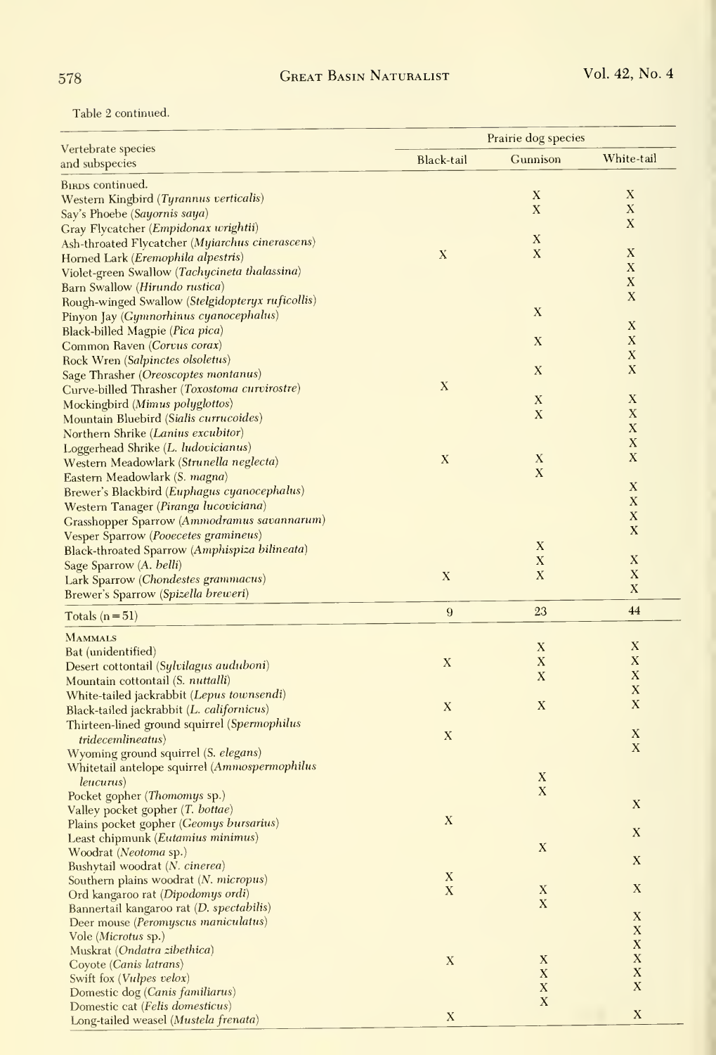Table 2 continued.

| Vertebrate species and subspecies | Prairie dog species | | |
|---|---|---|---|
| | Black-tail | Gunnison | White-tail |
| BIRDS continued. | | | |
| Western Kingbird (*Tyrannus verticalis*) | | X | X |
| Say's Phoebe (*Sayornis saya*) | | X | X |
| Gray Flycatcher (*Empidonax wrightii*) | | | X |
| Ash-throated Flycatcher (*Myiarchus cinerascens*) | | X | |
| Horned Lark (*Eremophila alpestris*) | X | X | X |
| Violet-green Swallow (*Tachycineta thalassina*) | | | X |
| Barn Swallow (*Hirundo rustica*) | | | X |
| Rough-winged Swallow (*Stelgidopteryx ruficollis*) | | | X |
| Pinyon Jay (*Gymnorhinus cyanocephalus*) | | X | |
| Black-billed Magpie (*Pica pica*) | | | X |
| Common Raven (*Corvus corax*) | | X | X |
| Rock Wren (*Salpinctes olsoletus*) | | | X |
| Sage Thrasher (*Oreoscoptes montanus*) | | X | X |
| Curve-billed Thrasher (*Toxostoma curvirostre*) | X | | |
| Mockingbird (*Mimus polyglottos*) | | X | X |
| Mountain Bluebird (*Sialis currucoides*) | | X | X |
| Northern Shrike (*Lanius excubitor*) | | | X |
| Loggerhead Shrike (*L. ludovicianus*) | | | X |
| Western Meadowlark (*Strunella neglecta*) | X | X | X |
| Eastern Meadowlark (*S. magna*) | | X | |
| Brewer's Blackbird (*Euphagus cyanocephalus*) | | | X |
| Western Tanager (*Piranga lucoviciana*) | | | X |
| Grasshopper Sparrow (*Ammodramus savannarum*) | | | X |
| Vesper Sparrow (*Pooecetes gramineus*) | | | X |
| Black-throated Sparrow (*Amphispiza bilineata*) | | X | |
| Sage Sparrow (*A. belli*) | | X | X |
| Lark Sparrow (*Chondestes grammacus*) | X | X | X |
| Brewer's Sparrow (*Spizella breweri*) | | | X |
| Totals (n = 51) | 9 | 23 | 44 |
| MAMMALS | | | |
| Bat (unidentified) | | X | X |
| Desert cottontail (*Sylvilagus auduboni*) | X | X | X |
| Mountain cottontail (*S. nuttalli*) | | X | X |
| White-tailed jackrabbit (*Lepus townsendi*) | | | X |
| Black-tailed jackrabbit (*L. californicus*) | X | X | X |
| Thirteen-lined ground squirrel (*Spermophilus tridecemlineatus*) | X | | X |
| Wyoming ground squirrel (*S. elegans*) | | | X |
| Whitetail antelope squirrel (*Ammospermophilus leucurus*) | | X | |
| Pocket gopher (*Thomomys* sp.) | | X | |
| Valley pocket gopher (*T. bottae*) | | | X |
| Plains pocket gopher (*Geomys bursarius*) | X | | |
| Least chipmunk (*Eutamius minimus*) | | | X |
| Woodrat (*Neotoma* sp.) | | X | |
| Bushytail woodrat (*N. cinerea*) | | | X |
| Southern plains woodrat (*N. micropus*) | X | | |
| Ord kangaroo rat (*Dipodomys ordi*) | X | X | X |
| Bannertail kangaroo rat (*D. spectabilis*) | | X | |
| Deer mouse (*Peromyscus maniculatus*) | | | X |
| Vole (*Microtus* sp.) | | | X |
| Muskrat (*Ondatra zibethica*) | | | X |
| Coyote (*Canis latrans*) | X | X | X |
| Swift fox (*Vulpes velox*) | | X | X |
| Domestic dog (*Canis familiarus*) | | X | X |
| Domestic cat (*Felis domesticus*) | | X | |
| Long-tailed weasel (*Mustela frenata*) | X | | X |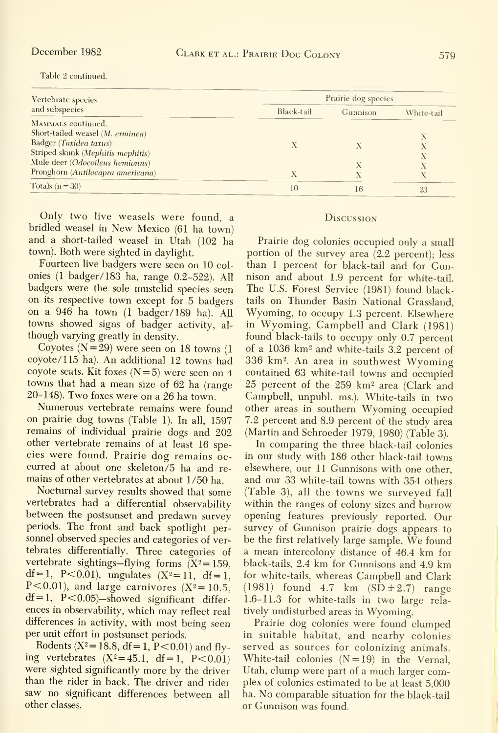Table 2 continued.

| Vertebrate species and subspecies | Prairie dog species | | |
|---|---|---|---|
| | Black-tail | Gunnison | White-tail |
| MAMMALS continued. | | | |
| Short-tailed weasel (*M. erminea*) | | | X |
| Badger (*Taxidea taxus*) | X | X | X |
| Striped skunk (*Mephitis mephitis*) | | | X |
| Mule deer (*Odocoileus hemionus*) | | X | X |
| Pronghorn (*Antilocapra americana*) | X | X | X |
| Totals (n = 30) | 10 | 16 | 23 |

Only two live weasels were found, a bridled weasel in New Mexico (61 ha town) and a short-tailed weasel in Utah (102 ha town). Both were sighted in daylight.

Fourteen live badgers were seen on 10 colonies (1 badger/183 ha, range 0.2–522). All badgers were the sole mustelid species seen on its respective town except for 5 badgers on a 946 ha town (1 badger/189 ha). All towns showed signs of badger activity, although varying greatly in density.

Coyotes (N = 29) were seen on 18 towns (1 coyote/115 ha). An additional 12 towns had coyote scats. Kit foxes (N = 5) were seen on 4 towns that had a mean size of 62 ha (range 20–148). Two foxes were on a 26 ha town.

Numerous vertebrate remains were found on prairie dog towns (Table 1). In all, 1597 remains of individual prairie dogs and 202 other vertebrate remains of at least 16 species were found. Prairie dog remains occurred at about one skeleton/5 ha and remains of other vertebrates at about 1/50 ha.

Nocturnal survey results showed that some vertebrates had a differential observability between the postsunset and predawn survey periods. The front and back spotlight personnel observed species and categories of vertebrates differentially. Three categories of vertebrate sightings—flying forms ($X^2 = 159$, $df = 1$, $P < 0.01$), ungulates ($X^2 = 11$, $df = 1$, $P < 0.01$), and large carnivores ($X^2 = 10.5$, $df = 1$, $P < 0.05$)—showed significant differences in observability, which may reflect real differences in activity, with most being seen per unit effort in postsunset periods.

Rodents ($X^2 = 18.8$, $df = 1$, $P < 0.01$) and flying vertebrates ($X^2 = 45.1$, $df = 1$, $P < 0.01$) were sighted significantly more by the driver than the rider in back. The driver and rider saw no significant differences between all other classes.

## Discussion

Prairie dog colonies occupied only a small portion of the survey area (2.2 percent); less than 1 percent for black-tail and for Gunnison and about 1.9 percent for white-tail. The U.S. Forest Service (1981) found black-tails on Thunder Basin National Grassland, Wyoming, to occupy 1.3 percent. Elsewhere in Wyoming, Campbell and Clark (1981) found black-tails to occupy only 0.7 percent of a 1036 $km^2$ and white-tails 3.2 percent of 336 $km^2$. An area in southwest Wyoming contained 63 white-tail towns and occupied 25 percent of the 259 $km^2$ area (Clark and Campbell, unpubl. ms.). White-tails in two other areas in southern Wyoming occupied 7.2 percent and 8.9 percent of the study area (Martin and Schroeder 1979, 1980) (Table 3).

In comparing the three black-tail colonies in our study with 186 other black-tail towns elsewhere, our 11 Gunnisons with one other, and our 33 white-tail towns with 354 others (Table 3), all the towns we surveyed fall within the ranges of colony sizes and burrow opening features previously reported. Our survey of Gunnison prairie dogs appears to be the first relatively large sample. We found a mean intercolony distance of 46.4 km for black-tails, 2.4 km for Gunnisons and 4.9 km for white-tails, whereas Campbell and Clark (1981) found 4.7 km (SD ± 2.7) range 1.6–11.3 for white-tails in two large relatively undisturbed areas in Wyoming.

Prairie dog colonies were found clumped in suitable habitat, and nearby colonies served as sources for colonizing animals. White-tail colonies (N = 19) in the Vernal, Utah, clump were part of a much larger complex of colonies estimated to be at least 5,000 ha. No comparable situation for the black-tail or Gunnison was found.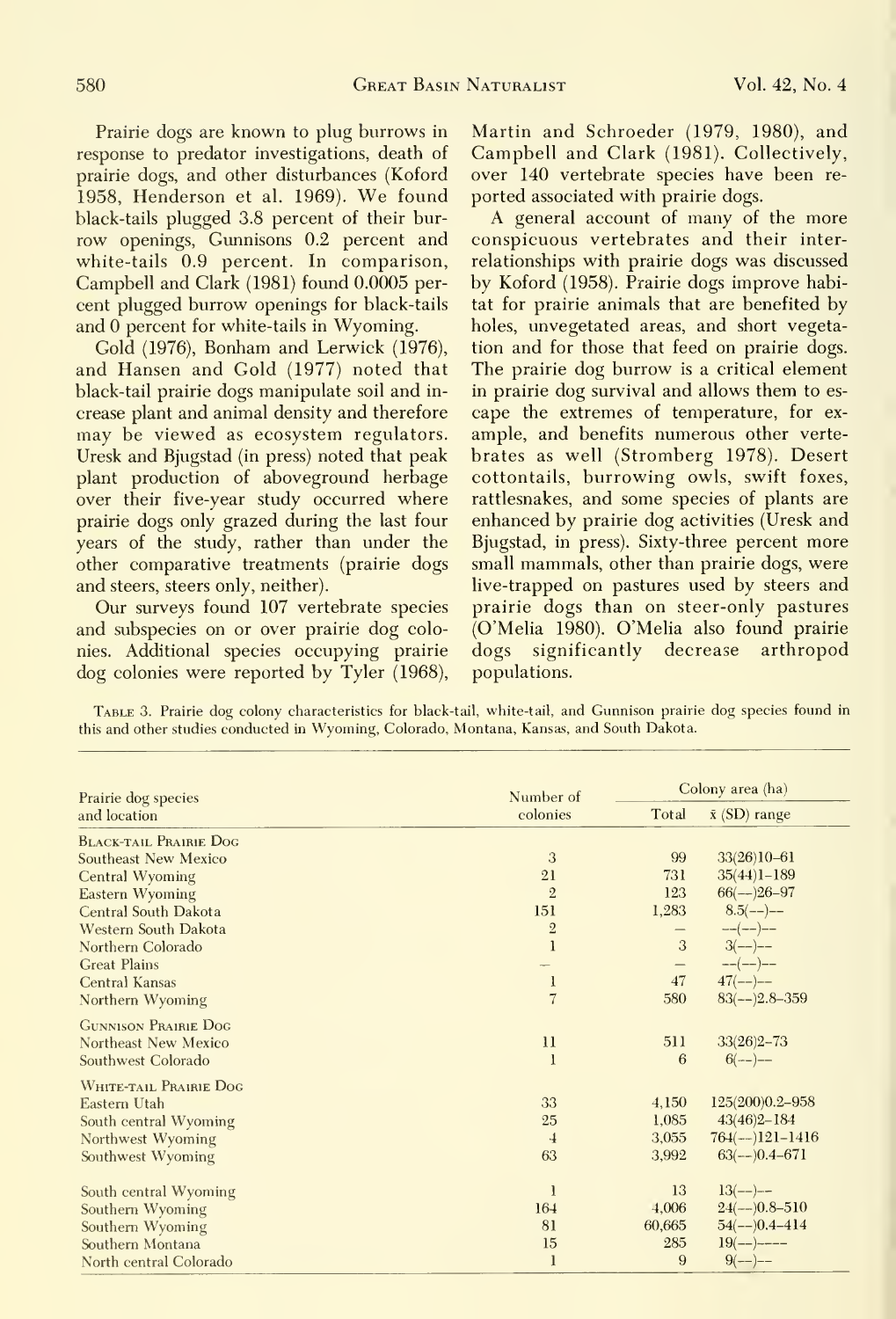Prairie dogs are known to plug burrows in response to predator investigations, death of prairie dogs, and other disturbances (Koford 1958, Henderson et al. 1969). We found black-tails plugged 3.8 percent of their burrow openings, Gunnisons 0.2 percent and white-tails 0.9 percent. In comparison, Campbell and Clark (1981) found 0.0005 percent plugged burrow openings for black-tails and 0 percent for white-tails in Wyoming.

Gold (1976), Bonham and Lerwick (1976), and Hansen and Gold (1977) noted that black-tail prairie dogs manipulate soil and increase plant and animal density and therefore may be viewed as ecosystem regulators. Uresk and Bjugstad (in press) noted that peak plant production of aboveground herbage over their five-year study occurred where prairie dogs only grazed during the last four years of the study, rather than under the other comparative treatments (prairie dogs and steers, steers only, neither).

Our surveys found 107 vertebrate species and subspecies on or over prairie dog colonies. Additional species occupying prairie dog colonies were reported by Tyler (1968), Martin and Schroeder (1979, 1980), and Campbell and Clark (1981). Collectively, over 140 vertebrate species have been reported associated with prairie dogs.

A general account of many of the more conspicuous vertebrates and their interrelationships with prairie dogs was discussed by Koford (1958). Prairie dogs improve habitat for prairie animals that are benefited by holes, unvegetated areas, and short vegetation and for those that feed on prairie dogs. The prairie dog burrow is a critical element in prairie dog survival and allows them to escape the extremes of temperature, for example, and benefits numerous other vertebrates as well (Stromberg 1978). Desert cottontails, burrowing owls, swift foxes, rattlesnakes, and some species of plants are enhanced by prairie dog activities (Uresk and Bjugstad, in press). Sixty-three percent more small mammals, other than prairie dogs, were live-trapped on pastures used by steers and prairie dogs than on steer-only pastures (O'Melia 1980). O'Melia also found prairie dogs significantly decrease arthropod populations.

Table 3. Prairie dog colony characteristics for black-tail, white-tail, and Gunnison prairie dog species found in this and other studies conducted in Wyoming, Colorado, Montana, Kansas, and South Dakota.

| Prairie dog species and location | Number of colonies | Colony area (ha) | |
|---|---|---|---|
| | | Total | x̄ (SD) range |
| **Black-tail Prairie Dog** | | | |
| Southeast New Mexico | 3 | 99 | 33(26)10–61 |
| Central Wyoming | 21 | 731 | 35(44)1–189 |
| Eastern Wyoming | 2 | 123 | 66(--)26–97 |
| Central South Dakota | 151 | 1,283 | 8.5(--)-- |
| Western South Dakota | 2 | — | --(--)-- |
| Northern Colorado | 1 | 3 | 3(--)-- |
| Great Plains | — | — | --(--)-- |
| Central Kansas | 1 | 47 | 47(--)-- |
| Northern Wyoming | 7 | 580 | 83(--)2.8–359 |
| **Gunnison Prairie Dog** | | | |
| Northeast New Mexico | 11 | 511 | 33(26)2–73 |
| Southwest Colorado | 1 | 6 | 6(--)-- |
| **White-tail Prairie Dog** | | | |
| Eastern Utah | 33 | 4,150 | 125(200)0.2–958 |
| South central Wyoming | 25 | 1,085 | 43(46)2–184 |
| Northwest Wyoming | 4 | 3,055 | 764(--)121–1416 |
| Southwest Wyoming | 63 | 3,992 | 63(--)0.4–671 |
| South central Wyoming | 1 | 13 | 13(--)-- |
| Southern Wyoming | 164 | 4,006 | 24(--)0.8–510 |
| Southern Wyoming | 81 | 60,665 | 54(--)0.4–414 |
| Southern Montana | 15 | 285 | 19(--)---- |
| North central Colorado | 1 | 9 | 9(--)-- |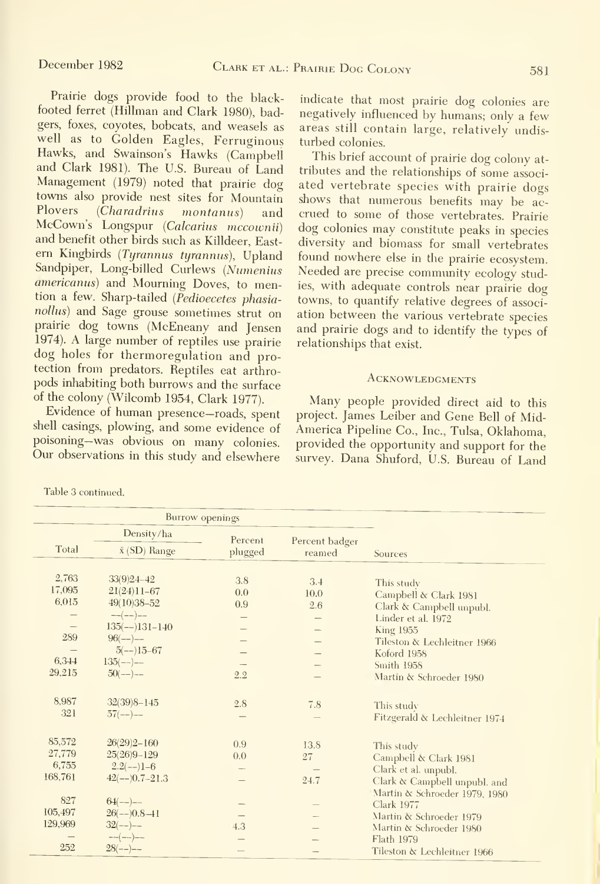Prairie dogs provide food to the black-footed ferret (Hillman and Clark 1980), badgers, foxes, coyotes, bobcats, and weasels as well as to Golden Eagles, Ferruginous Hawks, and Swainson's Hawks (Campbell and Clark 1981). The U.S. Bureau of Land Management (1979) noted that prairie dog towns also provide nest sites for Mountain Plovers (*Charadrius montanus*) and McCown's Longspur (*Calcarius mccownii*) and benefit other birds such as Killdeer, Eastern Kingbirds (*Tyrannus tyrannus*), Upland Sandpiper, Long-billed Curlews (*Numenius americanus*) and Mourning Doves, to mention a few. Sharp-tailed (*Pedioecetes phasianollus*) and Sage grouse sometimes strut on prairie dog towns (McEneany and Jensen 1974). A large number of reptiles use prairie dog holes for thermoregulation and protection from predators. Reptiles eat arthropods inhabiting both burrows and the surface of the colony (Wilcomb 1954, Clark 1977).

Evidence of human presence—roads, spent shell casings, plowing, and some evidence of poisoning—was obvious on many colonies. Our observations in this study and elsewhere indicate that most prairie dog colonies are negatively influenced by humans; only a few areas still contain large, relatively undisturbed colonies.

This brief account of prairie dog colony attributes and the relationships of some associated vertebrate species with prairie dogs shows that numerous benefits may be accrued to some of those vertebrates. Prairie dog colonies may constitute peaks in species diversity and biomass for small vertebrates found nowhere else in the prairie ecosystem. Needed are precise community ecology studies, with adequate controls near prairie dog towns, to quantify relative degrees of association between the various vertebrate species and prairie dogs and to identify the types of relationships that exist.

## Acknowledgments

Many people provided direct aid to this project. James Leiber and Gene Bell of Mid-America Pipeline Co., Inc., Tulsa, Oklahoma, provided the opportunity and support for the survey. Dana Shuford, U.S. Bureau of Land

Table 3 continued.

| Burrow openings | | | | |
|---|---|---|---|---|
| Total | Density/ha $\bar{x}$ (SD) Range | Percent plugged | Percent badger reamed | Sources |
| 2,763 | 33(9)24–42 | 3.8 | 3.4 | This study |
| 17,095 | 21(24)11–67 | 0.0 | 10.0 | Campbell & Clark 1981 |
| 6,015 | 49(10)38–52 | 0.9 | 2.6 | Clark & Campbell unpubl. |
| — | —(—)— | — | — | Linder et al. 1972 |
| — | 135(—)131–140 | — | — | King 1955 |
| 289 | 96(—)— | — | — | Tileston & Lechleitner 1966 |
| — | 5(—)15–67 | — | — | Koford 1958 |
| 6,344 | 135(—)— | — | — | Smith 1958 |
| 29,215 | 50(—)— | 2.2 | — | Martin & Schroeder 1980 |
| | | | | |
| 8,987 | 32(39)8–145 | 2.8 | 7.8 | This study |
| 321 | 57(—)— | — | — | Fitzgerald & Lechleitner 1974 |
| | | | | |
| 85,572 | 26(29)2–160 | 0.9 | 13.8 | This study |
| 27,779 | 25(26)9–129 | 0.0 | 27 | Campbell & Clark 1981 |
| 6,755 | 2.2(—)1–6 | — | — | Clark et al. unpubl. |
| 168,761 | 42(—)0.7–21.3 | — | 24.7 | Clark & Campbell unpubl. and Martin & Schroeder 1979, 1980 |
| 827 | 64(—)— | — | — | Clark 1977 |
| 105,497 | 26(—)0.8–41 | — | — | Martin & Schroeder 1979 |
| 129,969 | 32(—)— | 4.3 | — | Martin & Schroeder 1980 |
| — | —(—)— | — | — | Flath 1979 |
| 252 | 28(—)— | — | — | Tileston & Lechleitner 1966 |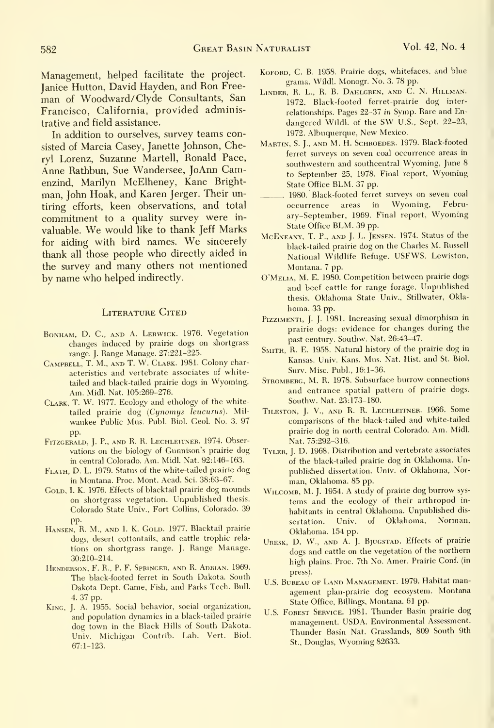Management, helped facilitate the project. Janice Hutton, David Hayden, and Ron Freeman of Woodward/Clyde Consultants, San Francisco, California, provided administrative and field assistance.

In addition to ourselves, survey teams consisted of Marcia Casey, Janette Johnson, Cheryl Lorenz, Suzanne Martell, Ronald Pace, Anne Rathbun, Sue Wandersee, JoAnn Camenzind, Marilyn McElheney, Kane Brightman, John Hoak, and Karen Jerger. Their untiring efforts, keen observations, and total commitment to a quality survey were invaluable. We would like to thank Jeff Marks for aiding with bird names. We sincerely thank all those people who directly aided in the survey and many others not mentioned by name who helped indirectly.

## Literature Cited

Bonham, D. C., and A. Lerwick. 1976. Vegetation changes induced by prairie dogs on shortgrass range. J. Range Manage. 27:221–225.

Campbell, T. M., and T. W. Clark. 1981. Colony characteristics and vertebrate associates of white-tailed and black-tailed prairie dogs in Wyoming. Am. Midl. Nat. 105:269–276.

Clark, T. W. 1977. Ecology and ethology of the white-tailed prairie dog (*Cynomys leucurus*). Milwaukee Public Mus. Publ. Biol. Geol. No. 3. 97 pp.

Fitzgerald, J. P., and R. R. Lechleitner. 1974. Observations on the biology of Gunnison's prairie dog in central Colorado. Am. Midl. Nat. 92:146–163.

Flath, D. L. 1979. Status of the white-tailed prairie dog in Montana. Proc. Mont. Acad. Sci. 38:63–67.

Gold, I. K. 1976. Effects of blacktail prairie dog mounds on shortgrass vegetation. Unpublished thesis. Colorado State Univ., Fort Collins, Colorado. 39 pp.

Hansen, R. M., and I. K. Gold. 1977. Blacktail prairie dogs, desert cottontails, and cattle trophic relations on shortgrass range. J. Range Manage. 30:210–214.

Henderson, F. R., P. F. Springer, and R. Adrian. 1969. The black-footed ferret in South Dakota. South Dakota Dept. Game, Fish, and Parks Tech. Bull. 4. 37 pp.

King, J. A. 1955. Social behavior, social organization, and population dynamics in a black-tailed prairie dog town in the Black Hills of South Dakota. Univ. Michigan Contrib. Lab. Vert. Biol. 67:1–123.

Koford, C. B. 1958. Prairie dogs, whitefaces, and blue grama. Wildl. Monogr. No. 3. 78 pp.

Linder, R. L., R. B. Dahlgren, and C. N. Hillman. 1972. Black-footed ferret-prairie dog interrelationships. Pages 22–37 *in* Symp. Rare and Endangered Wildl. of the SW U.S., Sept. 22–23, 1972. Albuquerque, New Mexico.

Martin, S. J., and M. H. Schroeder. 1979. Black-footed ferret surveys on seven coal occurrence areas in southwestern and southcentral Wyoming, June 8 to September 25, 1978. Final report, Wyoming State Office BLM. 37 pp.

\_\_\_\_\_. 1980. Black-footed ferret surveys on seven coal occurrence areas in Wyoming, February–September, 1969. Final report, Wyoming State Office BLM. 39 pp.

McEneany, T. P., and J. L. Jensen. 1974. Status of the black-tailed prairie dog on the Charles M. Russell National Wildlife Refuge. USFWS. Lewiston, Montana. 7 pp.

O'Melia, M. E. 1980. Competition between prairie dogs and beef cattle for range forage. Unpublished thesis. Oklahoma State Univ., Stillwater, Oklahoma. 33 pp.

Pizzimenti, J. J. 1981. Increasing sexual dimorphism in prairie dogs: evidence for changes during the past century. Southw. Nat. 26:43–47.

Smith, R. E. 1958. Natural history of the prairie dog in Kansas. Univ. Kans. Mus. Nat. Hist. and St. Biol. Surv. Misc. Publ., 16:1–36.

Stromberg, M. R. 1978. Subsurface burrow connections and entrance spatial pattern of prairie dogs. Southw. Nat. 23:173–180.

Tileston, J. V., and R. R. Lechleitner. 1966. Some comparisons of the black-tailed and white-tailed prairie dog in north central Colorado. Am. Midl. Nat. 75:292–316.

Tyler, J. D. 1968. Distribution and vertebrate associates of the black-tailed prairie dog in Oklahoma. Unpublished dissertation. Univ. of Oklahoma, Norman, Oklahoma. 85 pp.

Wilcomb, M. J. 1954. A study of prairie dog burrow systems and the ecology of their arthropod inhabitants in central Oklahoma. Unpublished dissertation. Univ. of Oklahoma, Norman, Oklahoma. 154 pp.

Uresk, D. W., and A. J. Bjugstad. Effects of prairie dogs and cattle on the vegetation of the northern high plains. Proc. 7th No. Amer. Prairie Conf. (in press).

U.S. Bureau of Land Management. 1979. Habitat management plan-prairie dog ecosystem. Montana State Office, Billings, Montana. 61 pp.

U.S. Forest Service. 1981. Thunder Basin prairie dog management. USDA. Environmental Assessment. Thunder Basin Nat. Grasslands, 809 South 9th St., Douglas, Wyoming 82633.